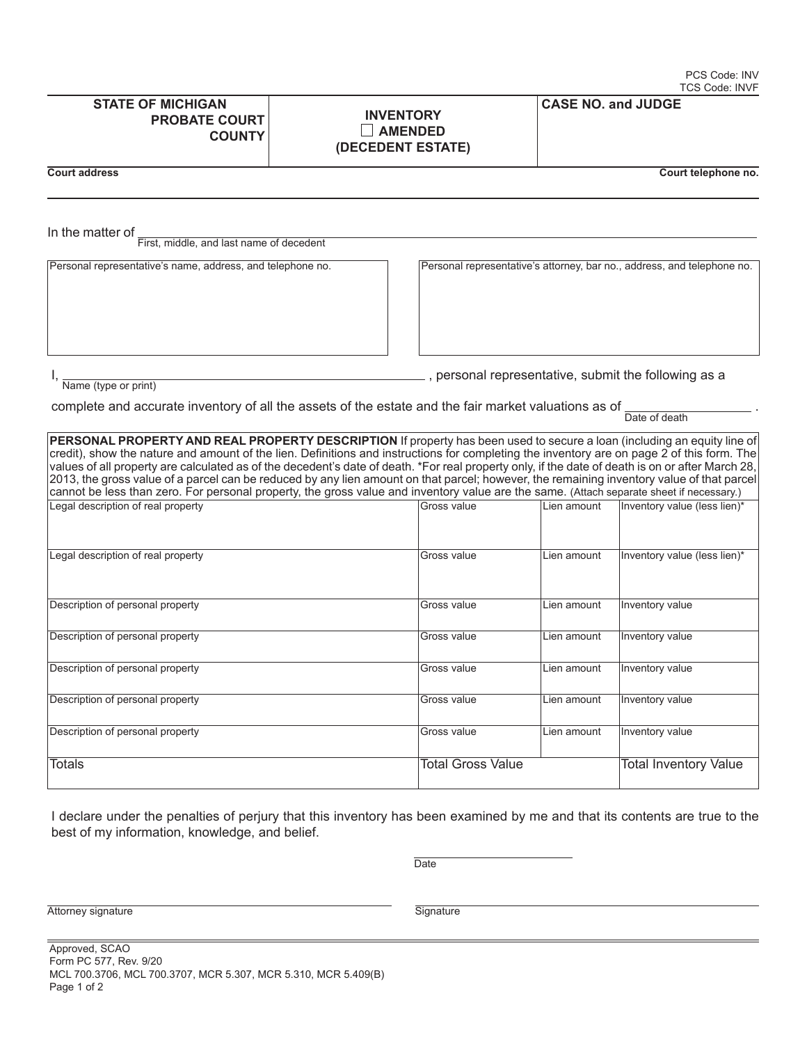PCS Code: INV
TCS Code: INVF

| STATE OF MICHIGAN PROBATE COURT COUNTY | INVENTORY ☐ AMENDED (DECEDENT ESTATE) | CASE NO. and JUDGE |
|---|---|---|

Court address                                                                                                   Court telephone no.

In the matter of ______________________________________________
First, middle, and last name of decedent

| Personal representative's name, address, and telephone no. | Personal representative's attorney, bar no., address, and telephone no. |
|---|---|
| | |

I, ______________________________________ , personal representative, submit the following as a
Name (type or print)

complete and accurate inventory of all the assets of the estate and the fair market valuations as of ________________ .
Date of death

**PERSONAL PROPERTY AND REAL PROPERTY DESCRIPTION** If property has been used to secure a loan (including an equity line of credit), show the nature and amount of the lien. Definitions and instructions for completing the inventory are on page 2 of this form. The values of all property are calculated as of the decedent's date of death. *For real property only, if the date of death is on or after March 28, 2013, the gross value of a parcel can be reduced by any lien amount on that parcel; however, the remaining inventory value of that parcel cannot be less than zero. For personal property, the gross value and inventory value are the same. (Attach separate sheet if necessary.)

| Description | Gross value | Lien amount | Inventory value |
|---|---|---|---|
| Legal description of real property | Gross value | Lien amount | Inventory value (less lien)* |
| Legal description of real property | Gross value | Lien amount | Inventory value (less lien)* |
| Description of personal property | Gross value | Lien amount | Inventory value |
| Description of personal property | Gross value | Lien amount | Inventory value |
| Description of personal property | Gross value | Lien amount | Inventory value |
| Description of personal property | Gross value | Lien amount | Inventory value |
| Description of personal property | Gross value | Lien amount | Inventory value |
| Totals | Total Gross Value | | Total Inventory Value |

I declare under the penalties of perjury that this inventory has been examined by me and that its contents are true to the best of my information, knowledge, and belief.

_____________________
Date

_____________________________                    _____________________________
Attorney signature                                              Signature

Approved, SCAO
Form PC 577, Rev. 9/20
MCL 700.3706, MCL 700.3707, MCR 5.307, MCR 5.310, MCR 5.409(B)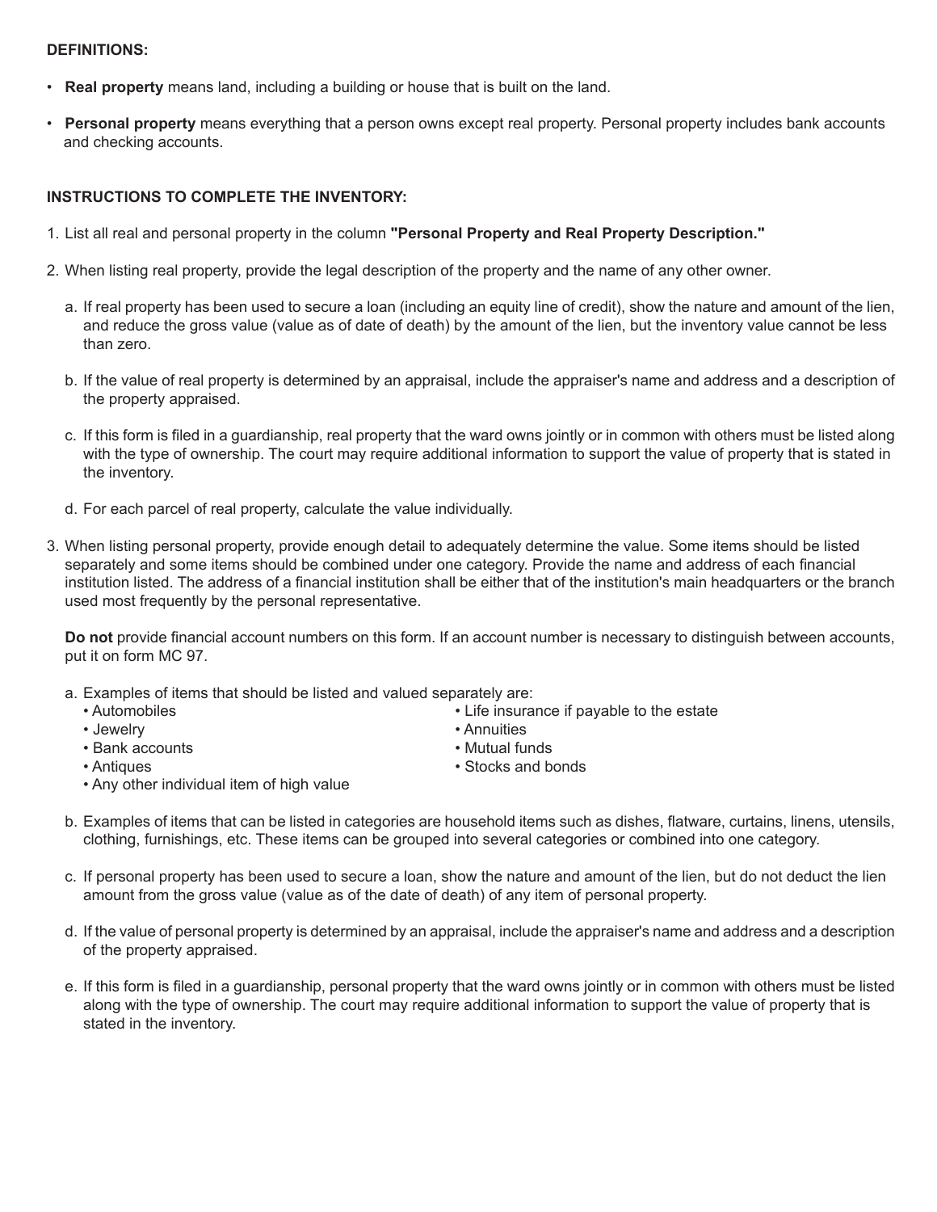**DEFINITIONS:**

- **Real property** means land, including a building or house that is built on the land.
- **Personal property** means everything that a person owns except real property. Personal property includes bank accounts and checking accounts.

**INSTRUCTIONS TO COMPLETE THE INVENTORY:**

1. List all real and personal property in the column **"Personal Property and Real Property Description."**

2. When listing real property, provide the legal description of the property and the name of any other owner.

   a. If real property has been used to secure a loan (including an equity line of credit), show the nature and amount of the lien, and reduce the gross value (value as of date of death) by the amount of the lien, but the inventory value cannot be less than zero.

   b. If the value of real property is determined by an appraisal, include the appraiser's name and address and a description of the property appraised.

   c. If this form is filed in a guardianship, real property that the ward owns jointly or in common with others must be listed along with the type of ownership. The court may require additional information to support the value of property that is stated in the inventory.

   d. For each parcel of real property, calculate the value individually.

3. When listing personal property, provide enough detail to adequately determine the value. Some items should be listed separately and some items should be combined under one category. Provide the name and address of each financial institution listed. The address of a financial institution shall be either that of the institution's main headquarters or the branch used most frequently by the personal representative.

   **Do not** provide financial account numbers on this form. If an account number is necessary to distinguish between accounts, put it on form MC 97.

   a. Examples of items that should be listed and valued separately are:
      - Automobiles
      - Jewelry
      - Bank accounts
      - Antiques
      - Any other individual item of high value
      - Life insurance if payable to the estate
      - Annuities
      - Mutual funds
      - Stocks and bonds

   b. Examples of items that can be listed in categories are household items such as dishes, flatware, curtains, linens, utensils, clothing, furnishings, etc. These items can be grouped into several categories or combined into one category.

   c. If personal property has been used to secure a loan, show the nature and amount of the lien, but do not deduct the lien amount from the gross value (value as of the date of death) of any item of personal property.

   d. If the value of personal property is determined by an appraisal, include the appraiser's name and address and a description of the property appraised.

   e. If this form is filed in a guardianship, personal property that the ward owns jointly or in common with others must be listed along with the type of ownership. The court may require additional information to support the value of property that is stated in the inventory.